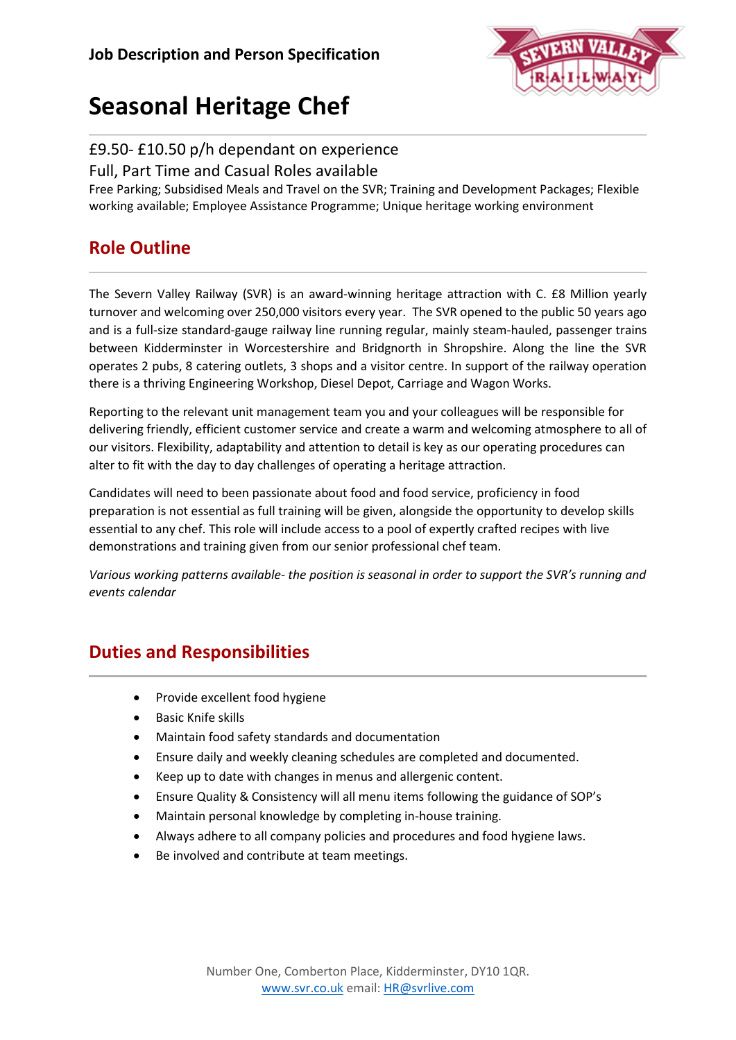**Job Description and Person Specification**

# Seasonal Heritage Chef

£9.50- £10.50 p/h dependant on experience

Full, Part Time and Casual Roles available

Free Parking; Subsidised Meals and Travel on the SVR; Training and Development Packages; Flexible working available; Employee Assistance Programme; Unique heritage working environment

## Role Outline

The Severn Valley Railway (SVR) is an award-winning heritage attraction with C. £8 Million yearly turnover and welcoming over 250,000 visitors every year. The SVR opened to the public 50 years ago and is a full-size standard-gauge railway line running regular, mainly steam-hauled, passenger trains between Kidderminster in Worcestershire and Bridgnorth in Shropshire. Along the line the SVR operates 2 pubs, 8 catering outlets, 3 shops and a visitor centre. In support of the railway operation there is a thriving Engineering Workshop, Diesel Depot, Carriage and Wagon Works.

Reporting to the relevant unit management team you and your colleagues will be responsible for delivering friendly, efficient customer service and create a warm and welcoming atmosphere to all of our visitors. Flexibility, adaptability and attention to detail is key as our operating procedures can alter to fit with the day to day challenges of operating a heritage attraction.

Candidates will need to been passionate about food and food service, proficiency in food preparation is not essential as full training will be given, alongside the opportunity to develop skills essential to any chef. This role will include access to a pool of expertly crafted recipes with live demonstrations and training given from our senior professional chef team.

*Various working patterns available- the position is seasonal in order to support the SVR's running and events calendar*

## Duties and Responsibilities

- Provide excellent food hygiene
- Basic Knife skills
- Maintain food safety standards and documentation
- Ensure daily and weekly cleaning schedules are completed and documented.
- Keep up to date with changes in menus and allergenic content.
- Ensure Quality & Consistency will all menu items following the guidance of SOP's
- Maintain personal knowledge by completing in-house training.
- Always adhere to all company policies and procedures and food hygiene laws.
- Be involved and contribute at team meetings.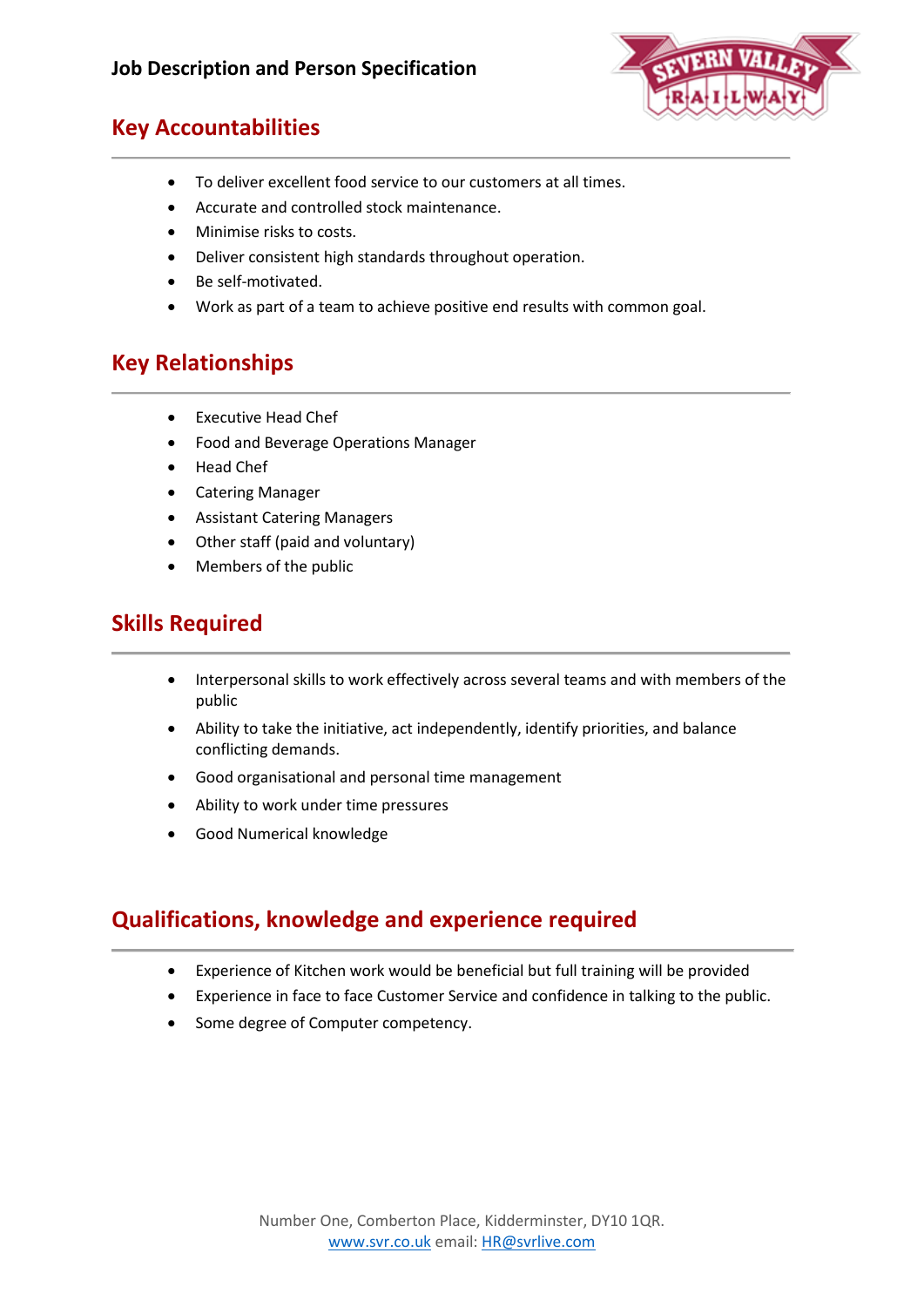**Job Description and Person Specification**

## Key Accountabilities

- To deliver excellent food service to our customers at all times.
- Accurate and controlled stock maintenance.
- Minimise risks to costs.
- Deliver consistent high standards throughout operation.
- Be self-motivated.
- Work as part of a team to achieve positive end results with common goal.

## Key Relationships

- Executive Head Chef
- Food and Beverage Operations Manager
- Head Chef
- Catering Manager
- Assistant Catering Managers
- Other staff (paid and voluntary)
- Members of the public

## Skills Required

- Interpersonal skills to work effectively across several teams and with members of the public
- Ability to take the initiative, act independently, identify priorities, and balance conflicting demands.
- Good organisational and personal time management
- Ability to work under time pressures
- Good Numerical knowledge

## Qualifications, knowledge and experience required

- Experience of Kitchen work would be beneficial but full training will be provided
- Experience in face to face Customer Service and confidence in talking to the public.
- Some degree of Computer competency.

Number One, Comberton Place, Kidderminster, DY10 1QR.
www.svr.co.uk email: HR@svrlive.com